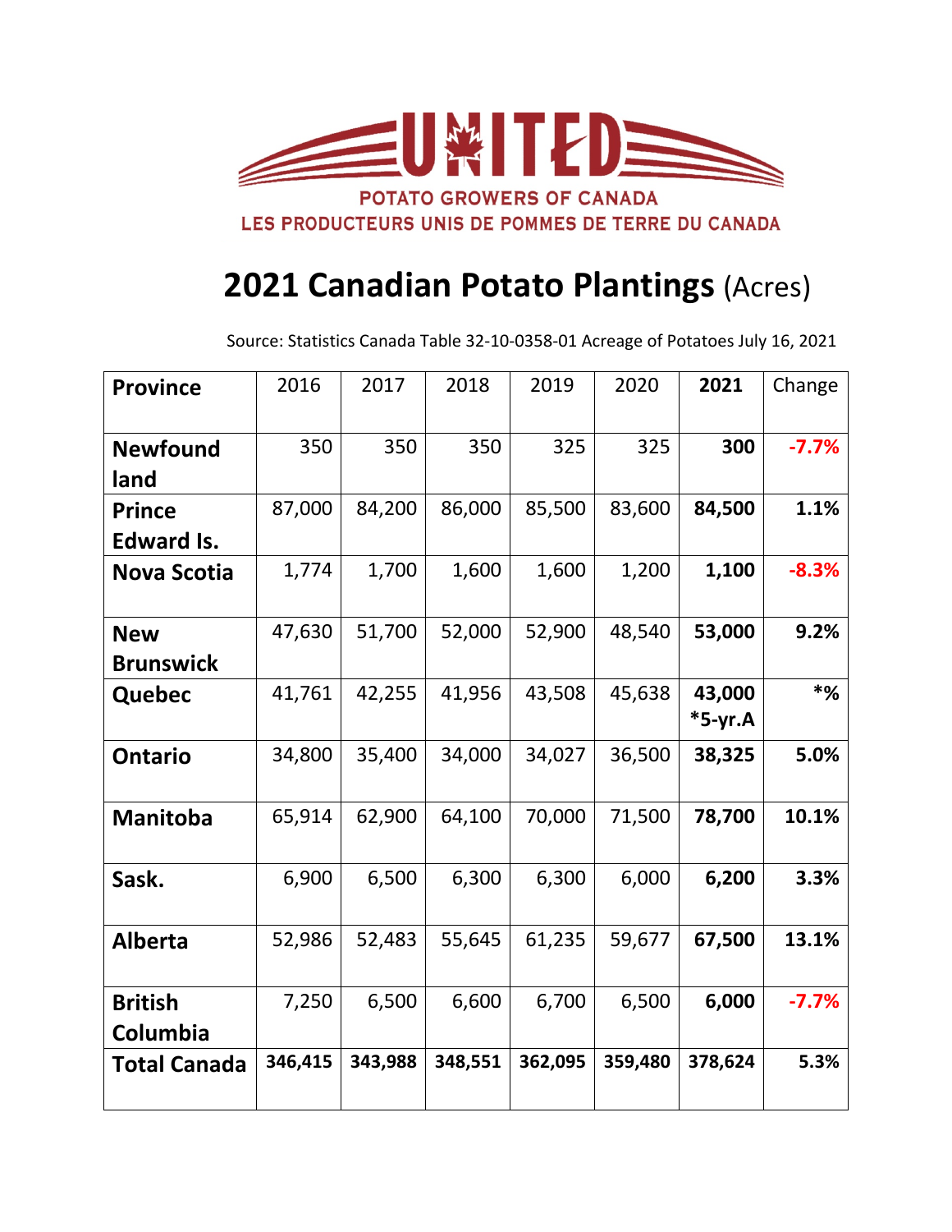UNITED

POTATO GROWERS OF CANADA

LES PRODUCTEURS UNIS DE POMMES DE TERRE DU CANADA

# 2021 Canadian Potato Plantings (Acres)

Source: Statistics Canada Table 32-10-0358-01 Acreage of Potatoes July 16, 2021

| Province | 2016 | 2017 | 2018 | 2019 | 2020 | 2021 | Change |
|---|---|---|---|---|---|---|---|
| **Newfoundland** | 350 | 350 | 350 | 325 | 325 | **300** | **-7.7%** |
| **Prince Edward Is.** | 87,000 | 84,200 | 86,000 | 85,500 | 83,600 | **84,500** | **1.1%** |
| **Nova Scotia** | 1,774 | 1,700 | 1,600 | 1,600 | 1,200 | **1,100** | **-8.3%** |
| **New Brunswick** | 47,630 | 51,700 | 52,000 | 52,900 | 48,540 | **53,000** | **9.2%** |
| **Quebec** | 41,761 | 42,255 | 41,956 | 43,508 | 45,638 | **43,000 *5-yr.A** | ***%** |
| **Ontario** | 34,800 | 35,400 | 34,000 | 34,027 | 36,500 | **38,325** | **5.0%** |
| **Manitoba** | 65,914 | 62,900 | 64,100 | 70,000 | 71,500 | **78,700** | **10.1%** |
| **Sask.** | 6,900 | 6,500 | 6,300 | 6,300 | 6,000 | **6,200** | **3.3%** |
| **Alberta** | 52,986 | 52,483 | 55,645 | 61,235 | 59,677 | **67,500** | **13.1%** |
| **British Columbia** | 7,250 | 6,500 | 6,600 | 6,700 | 6,500 | **6,000** | **-7.7%** |
| **Total Canada** | **346,415** | **343,988** | **348,551** | **362,095** | **359,480** | **378,624** | **5.3%** |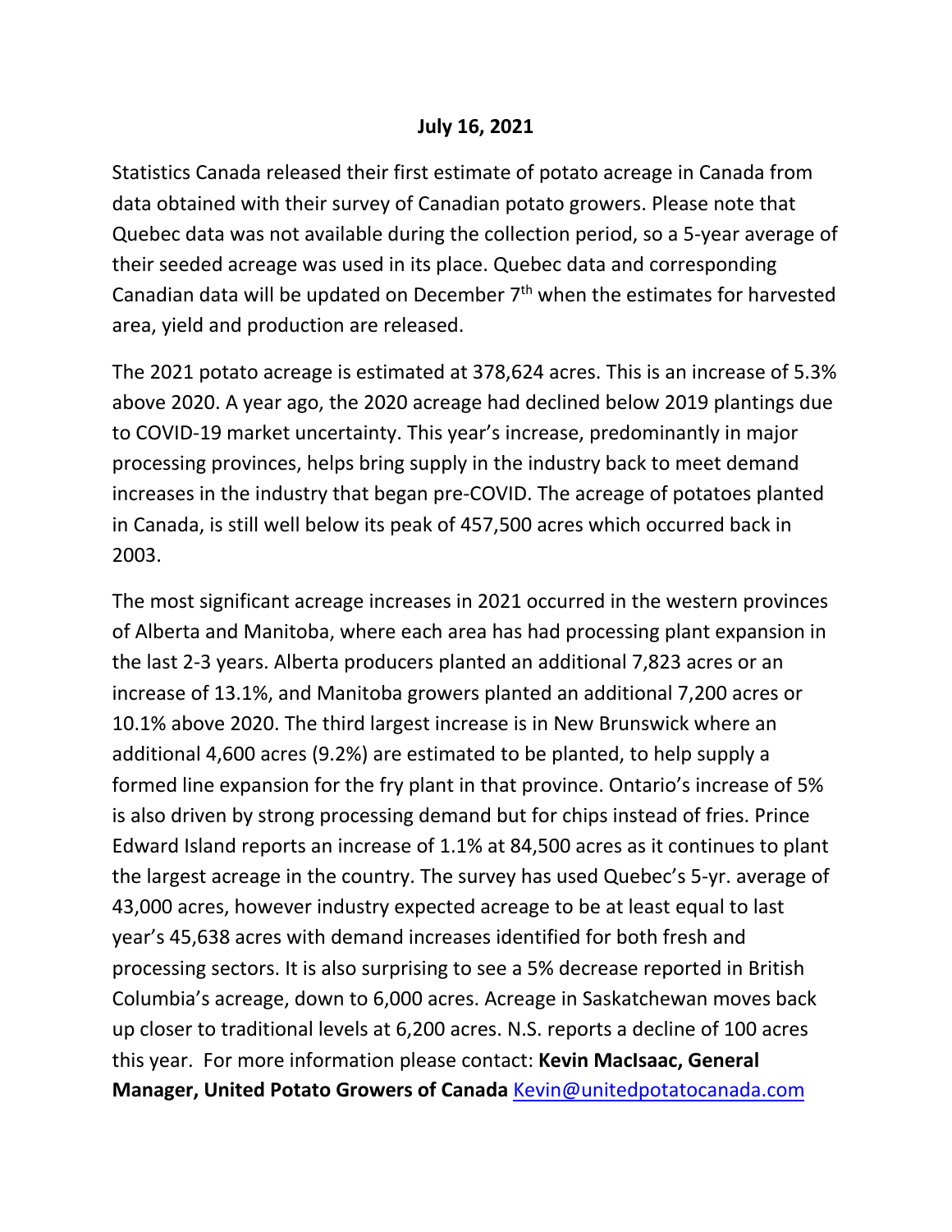**July 16, 2021**

Statistics Canada released their first estimate of potato acreage in Canada from data obtained with their survey of Canadian potato growers. Please note that Quebec data was not available during the collection period, so a 5-year average of their seeded acreage was used in its place. Quebec data and corresponding Canadian data will be updated on December 7th when the estimates for harvested area, yield and production are released.

The 2021 potato acreage is estimated at 378,624 acres. This is an increase of 5.3% above 2020. A year ago, the 2020 acreage had declined below 2019 plantings due to COVID-19 market uncertainty. This year's increase, predominantly in major processing provinces, helps bring supply in the industry back to meet demand increases in the industry that began pre-COVID. The acreage of potatoes planted in Canada, is still well below its peak of 457,500 acres which occurred back in 2003.

The most significant acreage increases in 2021 occurred in the western provinces of Alberta and Manitoba, where each area has had processing plant expansion in the last 2-3 years. Alberta producers planted an additional 7,823 acres or an increase of 13.1%, and Manitoba growers planted an additional 7,200 acres or 10.1% above 2020. The third largest increase is in New Brunswick where an additional 4,600 acres (9.2%) are estimated to be planted, to help supply a formed line expansion for the fry plant in that province. Ontario's increase of 5% is also driven by strong processing demand but for chips instead of fries. Prince Edward Island reports an increase of 1.1% at 84,500 acres as it continues to plant the largest acreage in the country. The survey has used Quebec's 5-yr. average of 43,000 acres, however industry expected acreage to be at least equal to last year's 45,638 acres with demand increases identified for both fresh and processing sectors. It is also surprising to see a 5% decrease reported in British Columbia's acreage, down to 6,000 acres. Acreage in Saskatchewan moves back up closer to traditional levels at 6,200 acres. N.S. reports a decline of 100 acres this year. For more information please contact: **Kevin MacIsaac, General Manager, United Potato Growers of Canada** Kevin@unitedpotatocanada.com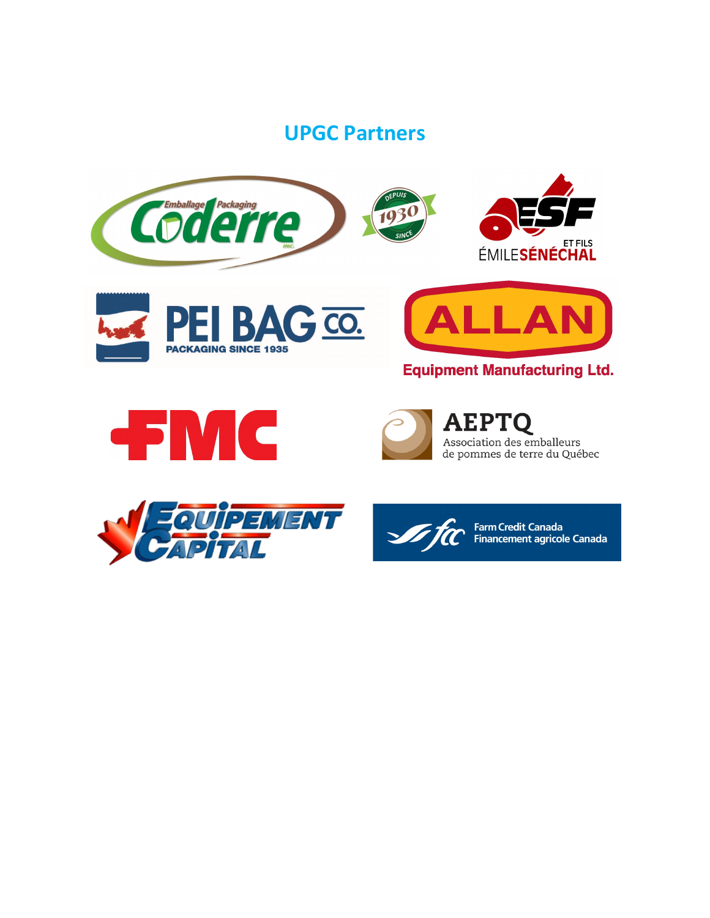# UPGC Partners

Emballage Packaging Coderre inc. Depuis 1930 Since

ESF Et Fils Émile Sénéchal

PEI BAG CO. Packaging since 1935

ALLAN Equipment Manufacturing Ltd.

FMC

AEPTQ Association des emballeurs de pommes de terre du Québec

Equipement Capital

fcc Farm Credit Canada Financement agricole Canada